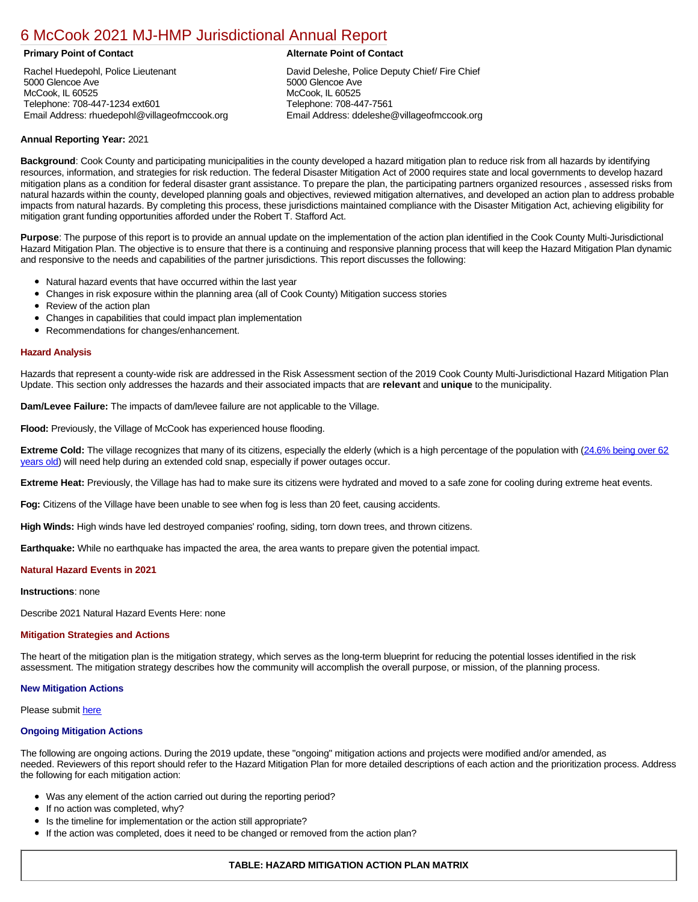# 6 McCook 2021 MJ-HMP Jurisdictional Annual Report

**Primary Point of Contact**

Rachel Huedepohl, Police Lieutenant
5000 Glencoe Ave
McCook, IL 60525
Telephone: 708-447-1234 ext601
Email Address: rhuedepohl@villageofmccook.org

**Alternate Point of Contact**

David Deleshe, Police Deputy Chief/ Fire Chief
5000 Glencoe Ave
McCook, IL 60525
Telephone: 708-447-7561
Email Address: ddeleshe@villageofmccook.org

**Annual Reporting Year:** 2021

**Background**: Cook County and participating municipalities in the county developed a hazard mitigation plan to reduce risk from all hazards by identifying resources, information, and strategies for risk reduction. The federal Disaster Mitigation Act of 2000 requires state and local governments to develop hazard mitigation plans as a condition for federal disaster grant assistance. To prepare the plan, the participating partners organized resources , assessed risks from natural hazards within the county, developed planning goals and objectives, reviewed mitigation alternatives, and developed an action plan to address probable impacts from natural hazards. By completing this process, these jurisdictions maintained compliance with the Disaster Mitigation Act, achieving eligibility for mitigation grant funding opportunities afforded under the Robert T. Stafford Act.

**Purpose**: The purpose of this report is to provide an annual update on the implementation of the action plan identified in the Cook County Multi-Jurisdictional Hazard Mitigation Plan. The objective is to ensure that there is a continuing and responsive planning process that will keep the Hazard Mitigation Plan dynamic and responsive to the needs and capabilities of the partner jurisdictions. This report discusses the following:

- Natural hazard events that have occurred within the last year
- Changes in risk exposure within the planning area (all of Cook County) Mitigation success stories
- Review of the action plan
- Changes in capabilities that could impact plan implementation
- Recommendations for changes/enhancement.

### Hazard Analysis

Hazards that represent a county-wide risk are addressed in the Risk Assessment section of the 2019 Cook County Multi-Jurisdictional Hazard Mitigation Plan Update. This section only addresses the hazards and their associated impacts that are **relevant** and **unique** to the municipality.

**Dam/Levee Failure:** The impacts of dam/levee failure are not applicable to the Village.

**Flood:** Previously, the Village of McCook has experienced house flooding.

**Extreme Cold:** The village recognizes that many of its citizens, especially the elderly (which is a high percentage of the population with (24.6% being over 62 years old) will need help during an extended cold snap, especially if power outages occur.

**Extreme Heat:** Previously, the Village has had to make sure its citizens were hydrated and moved to a safe zone for cooling during extreme heat events.

**Fog:** Citizens of the Village have been unable to see when fog is less than 20 feet, causing accidents.

**High Winds:** High winds have led destroyed companies' roofing, siding, torn down trees, and thrown citizens.

**Earthquake:** While no earthquake has impacted the area, the area wants to prepare given the potential impact.

### Natural Hazard Events in 2021

**Instructions**: none

Describe 2021 Natural Hazard Events Here: none

### Mitigation Strategies and Actions

The heart of the mitigation plan is the mitigation strategy, which serves as the long-term blueprint for reducing the potential losses identified in the risk assessment. The mitigation strategy describes how the community will accomplish the overall purpose, or mission, of the planning process.

#### New Mitigation Actions

Please submit here

#### Ongoing Mitigation Actions

The following are ongoing actions. During the 2019 update, these "ongoing" mitigation actions and projects were modified and/or amended, as needed. Reviewers of this report should refer to the Hazard Mitigation Plan for more detailed descriptions of each action and the prioritization process. Address the following for each mitigation action:

- Was any element of the action carried out during the reporting period?
- If no action was completed, why?
- Is the timeline for implementation or the action still appropriate?
- If the action was completed, does it need to be changed or removed from the action plan?

**TABLE: HAZARD MITIGATION ACTION PLAN MATRIX**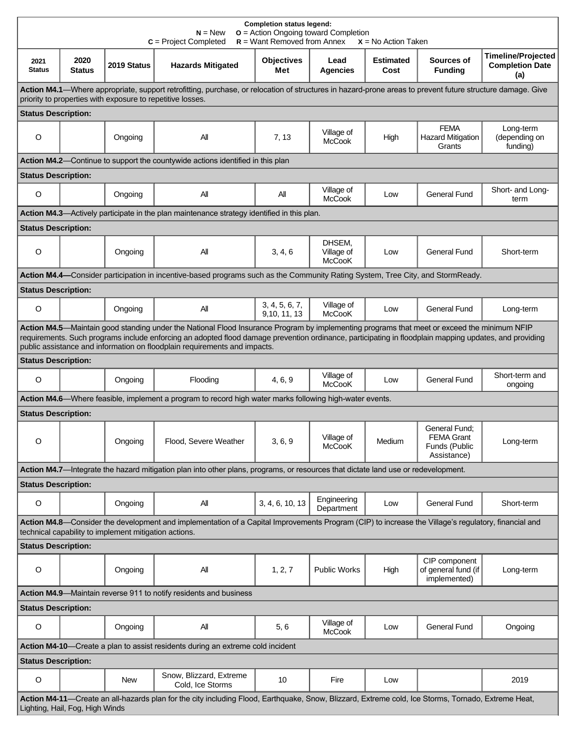**Completion status legend:**
**N** = New **O** = Action Ongoing toward Completion
**C** = Project Completed **R** = Want Removed from Annex **X** = No Action Taken

| 2021 Status | 2020 Status | 2019 Status | Hazards Mitigated | Objectives Met | Lead Agencies | Estimated Cost | Sources of Funding | Timeline/Projected Completion Date (a) |
|---|---|---|---|---|---|---|---|---|
| **Action M4.1**—Where appropriate, support retrofitting, purchase, or relocation of structures in hazard-prone areas to prevent future structure damage. Give priority to properties with exposure to repetitive losses. | | | | | | | | |
| **Status Description:** | | | | | | | | |
| O | | Ongoing | All | 7, 13 | Village of McCook | High | FEMA Hazard Mitigation Grants | Long-term (depending on funding) |
| **Action M4.2**—Continue to support the countywide actions identified in this plan | | | | | | | | |
| **Status Description:** | | | | | | | | |
| O | | Ongoing | All | All | Village of McCook | Low | General Fund | Short- and Long-term |
| **Action M4.3**—Actively participate in the plan maintenance strategy identified in this plan. | | | | | | | | |
| **Status Description:** | | | | | | | | |
| O | | Ongoing | All | 3, 4, 6 | DHSEM, Village of McCooK | Low | General Fund | Short-term |
| **Action M4.4—**Consider participation in incentive-based programs such as the Community Rating System, Tree City, and StormReady. | | | | | | | | |
| **Status Description:** | | | | | | | | |
| O | | Ongoing | All | 3, 4, 5, 6, 7, 9,10, 11, 13 | Village of McCooK | Low | General Fund | Long-term |
| **Action M4.5**—Maintain good standing under the National Flood Insurance Program by implementing programs that meet or exceed the minimum NFIP requirements. Such programs include enforcing an adopted flood damage prevention ordinance, participating in floodplain mapping updates, and providing public assistance and information on floodplain requirements and impacts. | | | | | | | | |
| **Status Description:** | | | | | | | | |
| O | | Ongoing | Flooding | 4, 6, 9 | Village of McCooK | Low | General Fund | Short-term and ongoing |
| **Action M4.6**—Where feasible, implement a program to record high water marks following high-water events. | | | | | | | | |
| **Status Description:** | | | | | | | | |
| O | | Ongoing | Flood, Severe Weather | 3, 6, 9 | Village of McCooK | Medium | General Fund; FEMA Grant Funds (Public Assistance) | Long-term |
| **Action M4.7**—Integrate the hazard mitigation plan into other plans, programs, or resources that dictate land use or redevelopment. | | | | | | | | |
| **Status Description:** | | | | | | | | |
| O | | Ongoing | All | 3, 4, 6, 10, 13 | Engineering Department | Low | General Fund | Short-term |
| **Action M4.8**—Consider the development and implementation of a Capital Improvements Program (CIP) to increase the Village's regulatory, financial and technical capability to implement mitigation actions. | | | | | | | | |
| **Status Description:** | | | | | | | | |
| O | | Ongoing | All | 1, 2, 7 | Public Works | High | CIP component of general fund (if implemented) | Long-term |
| **Action M4.9**—Maintain reverse 911 to notify residents and business | | | | | | | | |
| **Status Description:** | | | | | | | | |
| O | | Ongoing | All | 5, 6 | Village of McCook | Low | General Fund | Ongoing |
| **Action M4-10**—Create a plan to assist residents during an extreme cold incident | | | | | | | | |
| **Status Description:** | | | | | | | | |
| O | | New | Snow, Blizzard, Extreme Cold, Ice Storms | 10 | Fire | Low | | 2019 |
| **Action M4-11**—Create an all-hazards plan for the city including Flood, Earthquake, Snow, Blizzard, Extreme cold, Ice Storms, Tornado, Extreme Heat, Lighting, Hail, Fog, High Winds | | | | | | | | |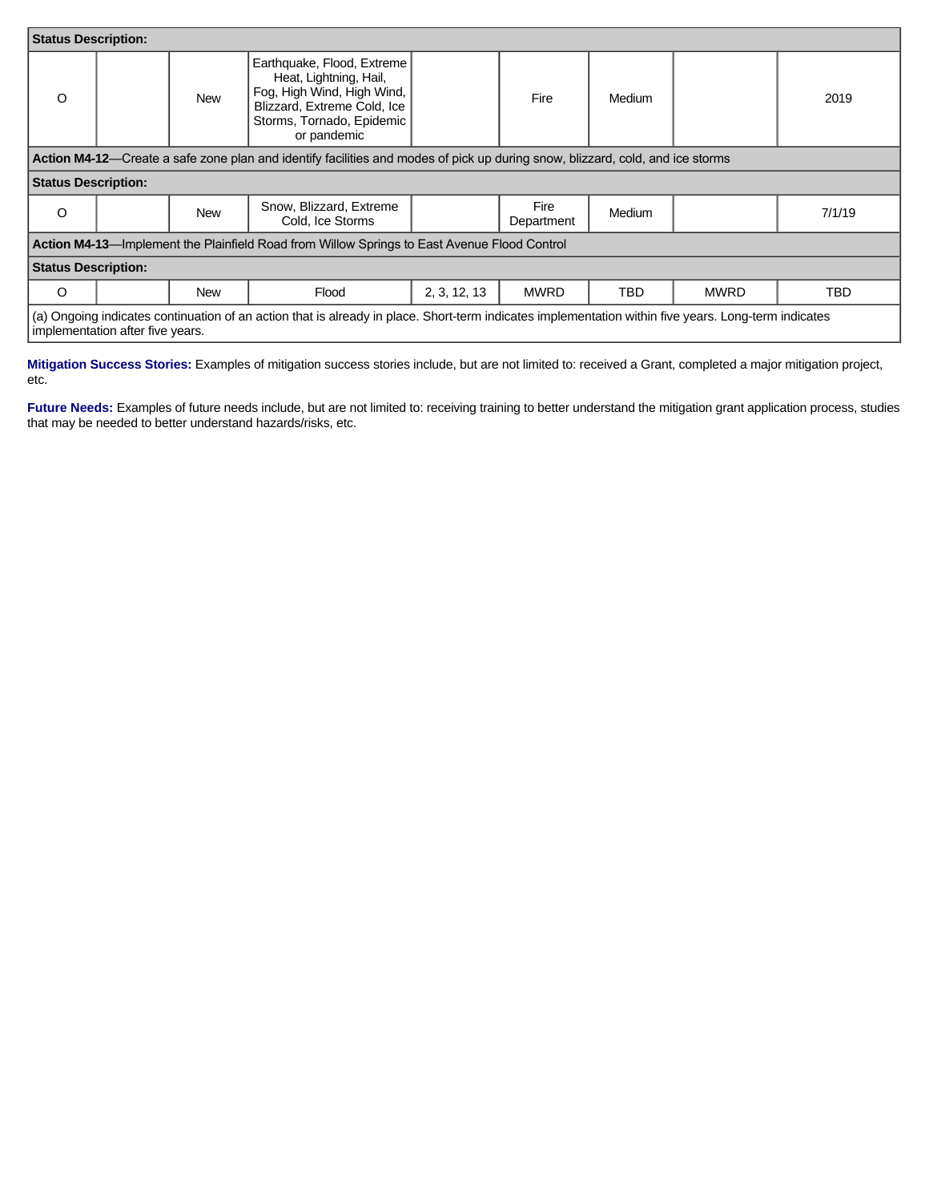| | | | | | | | | |
|---|---|---|---|---|---|---|---|---|
| **Status Description:** | | | | | | | | |
| O | | New | Earthquake, Flood, Extreme Heat, Lightning, Hail, Fog, High Wind, High Wind, Blizzard, Extreme Cold, Ice Storms, Tornado, Epidemic or pandemic | | Fire | Medium | | 2019 |
| **Action M4-12**—Create a safe zone plan and identify facilities and modes of pick up during snow, blizzard, cold, and ice storms | | | | | | | | |
| **Status Description:** | | | | | | | | |
| O | | New | Snow, Blizzard, Extreme Cold, Ice Storms | | Fire Department | Medium | | 7/1/19 |
| **Action M4-13**—Implement the Plainfield Road from Willow Springs to East Avenue Flood Control | | | | | | | | |
| **Status Description:** | | | | | | | | |
| O | | New | Flood | 2, 3, 12, 13 | MWRD | TBD | MWRD | TBD |
| (a) Ongoing indicates continuation of an action that is already in place. Short-term indicates implementation within five years. Long-term indicates implementation after five years. | | | | | | | | |

**Mitigation Success Stories:** Examples of mitigation success stories include, but are not limited to: received a Grant, completed a major mitigation project, etc.

**Future Needs:** Examples of future needs include, but are not limited to: receiving training to better understand the mitigation grant application process, studies that may be needed to better understand hazards/risks, etc.